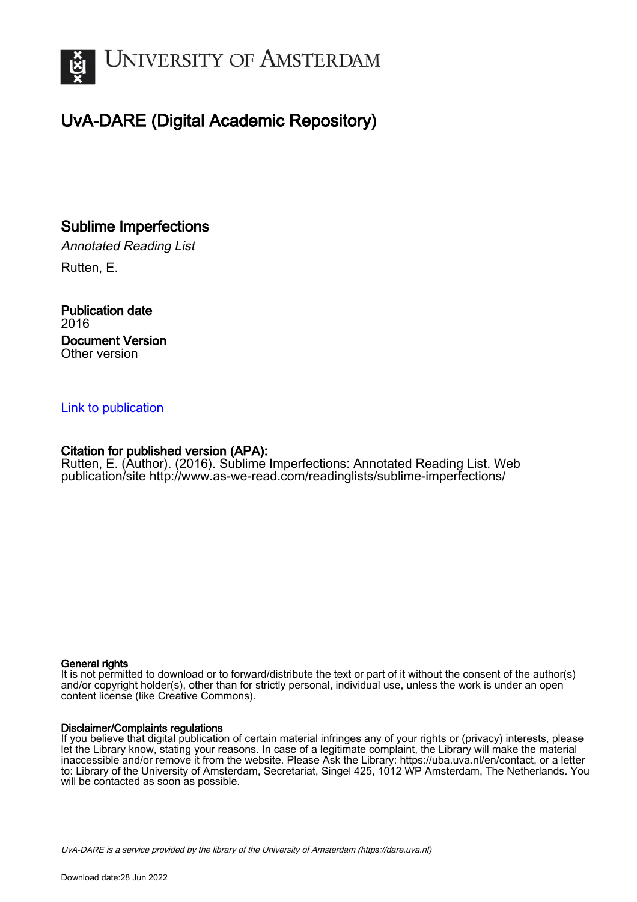# UvA-DARE (Digital Academic Repository)

## Sublime Imperfections

*Annotated Reading List*

Rutten, E.

**Publication date**
2016

**Document Version**
Other version

[Link to publication]

**Citation for published version (APA):**
Rutten, E. (Author). (2016). Sublime Imperfections: Annotated Reading List. Web publication/site http://www.as-we-read.com/readinglists/sublime-imperfections/

**General rights**
It is not permitted to download or to forward/distribute the text or part of it without the consent of the author(s) and/or copyright holder(s), other than for strictly personal, individual use, unless the work is under an open content license (like Creative Commons).

**Disclaimer/Complaints regulations**
If you believe that digital publication of certain material infringes any of your rights or (privacy) interests, please let the Library know, stating your reasons. In case of a legitimate complaint, the Library will make the material inaccessible and/or remove it from the website. Please Ask the Library: https://uba.uva.nl/en/contact, or a letter to: Library of the University of Amsterdam, Secretariat, Singel 425, 1012 WP Amsterdam, The Netherlands. You will be contacted as soon as possible.

UvA-DARE is a service provided by the library of the University of Amsterdam (https://dare.uva.nl)

Download date:28 Jun 2022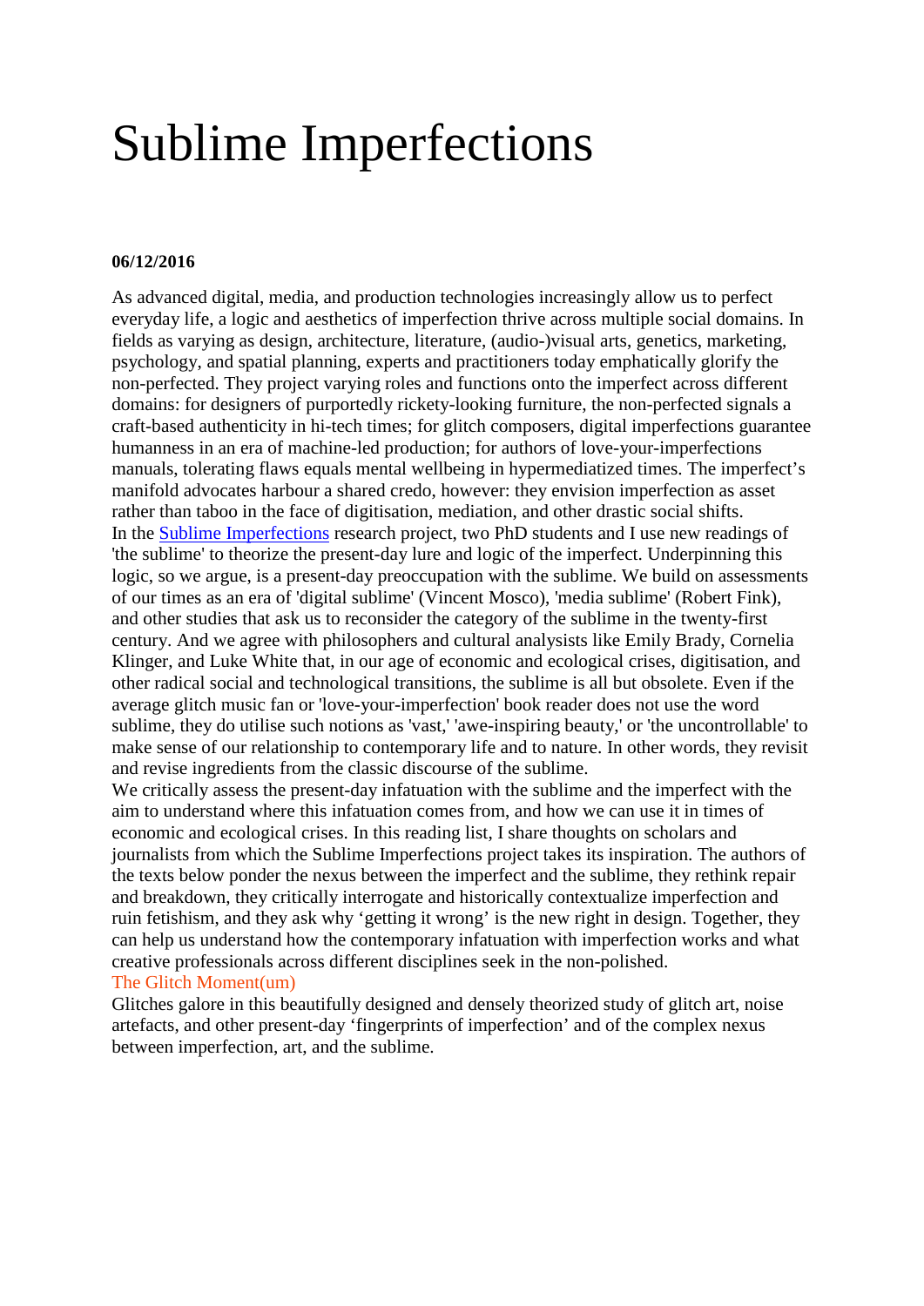# Sublime Imperfections

**06/12/2016**

As advanced digital, media, and production technologies increasingly allow us to perfect everyday life, a logic and aesthetics of imperfection thrive across multiple social domains. In fields as varying as design, architecture, literature, (audio-)visual arts, genetics, marketing, psychology, and spatial planning, experts and practitioners today emphatically glorify the non-perfected. They project varying roles and functions onto the imperfect across different domains: for designers of purportedly rickety-looking furniture, the non-perfected signals a craft-based authenticity in hi-tech times; for glitch composers, digital imperfections guarantee humanness in an era of machine-led production; for authors of love-your-imperfections manuals, tolerating flaws equals mental wellbeing in hypermediatized times. The imperfect's manifold advocates harbour a shared credo, however: they envision imperfection as asset rather than taboo in the face of digitisation, mediation, and other drastic social shifts.

In the [Sublime Imperfections] research project, two PhD students and I use new readings of 'the sublime' to theorize the present-day lure and logic of the imperfect. Underpinning this logic, so we argue, is a present-day preoccupation with the sublime. We build on assessments of our times as an era of 'digital sublime' (Vincent Mosco), 'media sublime' (Robert Fink), and other studies that ask us to reconsider the category of the sublime in the twenty-first century. And we agree with philosophers and cultural analysists like Emily Brady, Cornelia Klinger, and Luke White that, in our age of economic and ecological crises, digitisation, and other radical social and technological transitions, the sublime is all but obsolete. Even if the average glitch music fan or 'love-your-imperfection' book reader does not use the word sublime, they do utilise such notions as 'vast,' 'awe-inspiring beauty,' or 'the uncontrollable' to make sense of our relationship to contemporary life and to nature. In other words, they revisit and revise ingredients from the classic discourse of the sublime.

We critically assess the present-day infatuation with the sublime and the imperfect with the aim to understand where this infatuation comes from, and how we can use it in times of economic and ecological crises. In this reading list, I share thoughts on scholars and journalists from which the Sublime Imperfections project takes its inspiration. The authors of the texts below ponder the nexus between the imperfect and the sublime, they rethink repair and breakdown, they critically interrogate and historically contextualize imperfection and ruin fetishism, and they ask why 'getting it wrong' is the new right in design. Together, they can help us understand how the contemporary infatuation with imperfection works and what creative professionals across different disciplines seek in the non-polished.

The Glitch Moment(um)

Glitches galore in this beautifully designed and densely theorized study of glitch art, noise artefacts, and other present-day 'fingerprints of imperfection' and of the complex nexus between imperfection, art, and the sublime.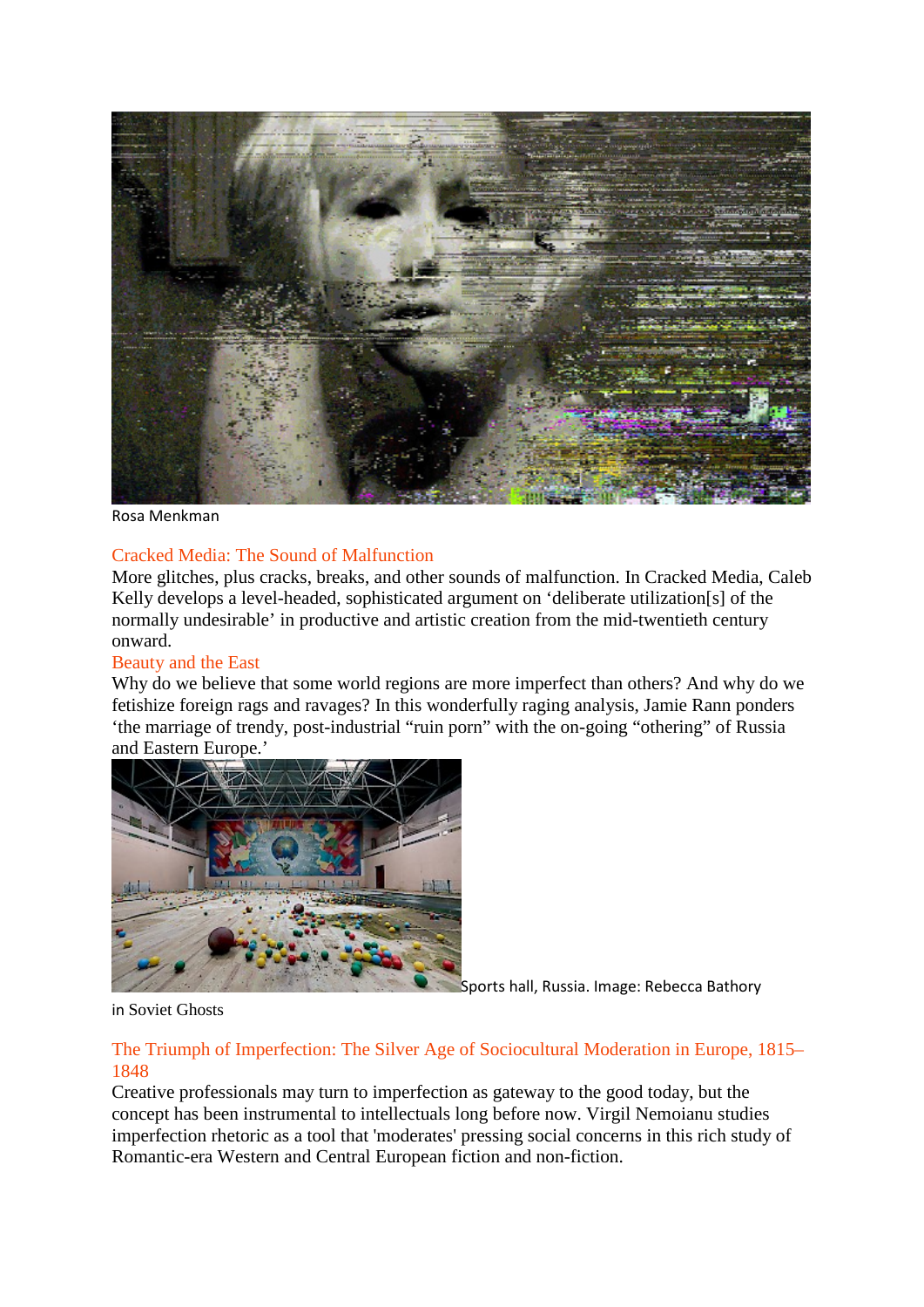Rosa Menkman

## Cracked Media: The Sound of Malfunction

More glitches, plus cracks, breaks, and other sounds of malfunction. In Cracked Media, Caleb Kelly develops a level-headed, sophisticated argument on ‘deliberate utilization[s] of the normally undesirable’ in productive and artistic creation from the mid-twentieth century onward.

## Beauty and the East

Why do we believe that some world regions are more imperfect than others? And why do we fetishize foreign rags and ravages? In this wonderfully raging analysis, Jamie Rann ponders ‘the marriage of trendy, post-industrial “ruin porn” with the on-going “othering” of Russia and Eastern Europe.’

Sports hall, Russia. Image: Rebecca Bathory in Soviet Ghosts

## The Triumph of Imperfection: The Silver Age of Sociocultural Moderation in Europe, 1815–1848

Creative professionals may turn to imperfection as gateway to the good today, but the concept has been instrumental to intellectuals long before now. Virgil Nemoianu studies imperfection rhetoric as a tool that 'moderates' pressing social concerns in this rich study of Romantic-era Western and Central European fiction and non-fiction.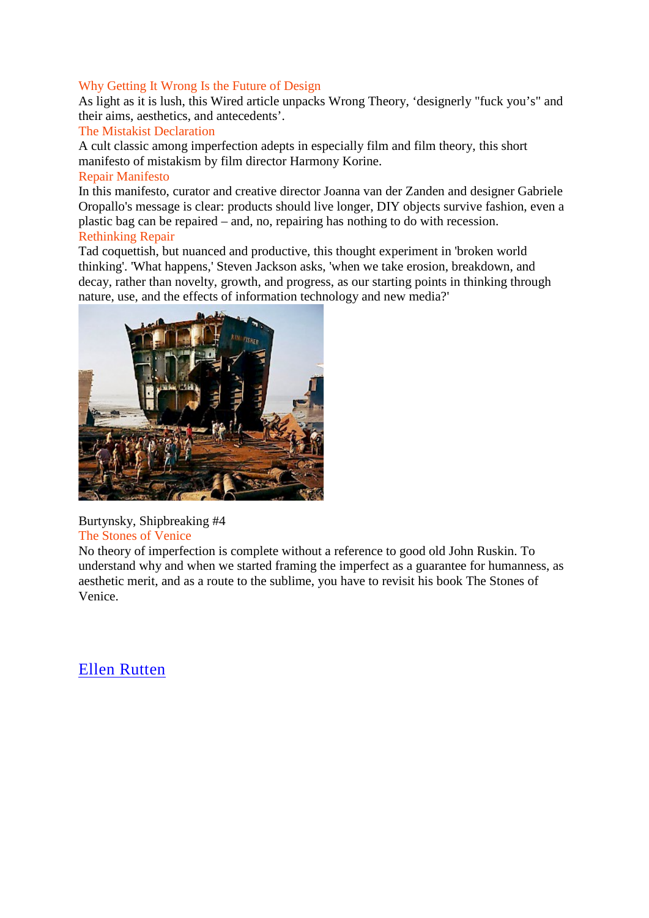Why Getting It Wrong Is the Future of Design

As light as it is lush, this Wired article unpacks Wrong Theory, ‘designerly "fuck you’s" and their aims, aesthetics, and antecedents’.

The Mistakist Declaration

A cult classic among imperfection adepts in especially film and film theory, this short manifesto of mistakism by film director Harmony Korine.

Repair Manifesto

In this manifesto, curator and creative director Joanna van der Zanden and designer Gabriele Oropallo's message is clear: products should live longer, DIY objects survive fashion, even a plastic bag can be repaired – and, no, repairing has nothing to do with recession.

Rethinking Repair

Tad coquettish, but nuanced and productive, this thought experiment in 'broken world thinking'. 'What happens,' Steven Jackson asks, 'when we take erosion, breakdown, and decay, rather than novelty, growth, and progress, as our starting points in thinking through nature, use, and the effects of information technology and new media?'

Burtynsky, Shipbreaking #4

The Stones of Venice

No theory of imperfection is complete without a reference to good old John Ruskin. To understand why and when we started framing the imperfect as a guarantee for humanness, as aesthetic merit, and as a route to the sublime, you have to revisit his book The Stones of Venice.

Ellen Rutten